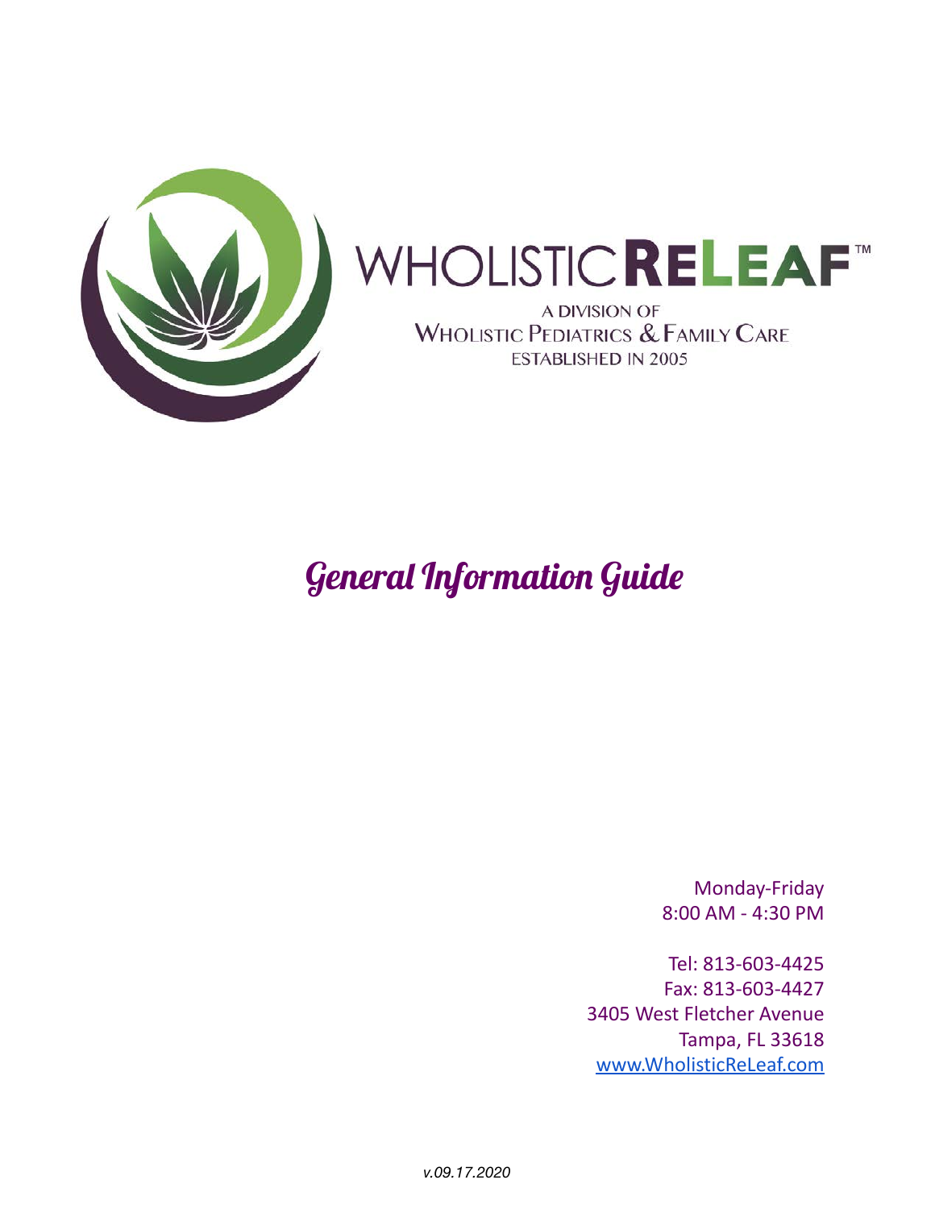# WHOLISTIC RELEAF™

A DIVISION OF
WHOLISTIC PEDIATRICS & FAMILY CARE
ESTABLISHED IN 2005

## *General Information Guide*

Monday-Friday
8:00 AM - 4:30 PM

Tel: 813-603-4425
Fax: 813-603-4427
3405 West Fletcher Avenue
Tampa, FL 33618
www.WholisticReLeaf.com

*v.09.17.2020*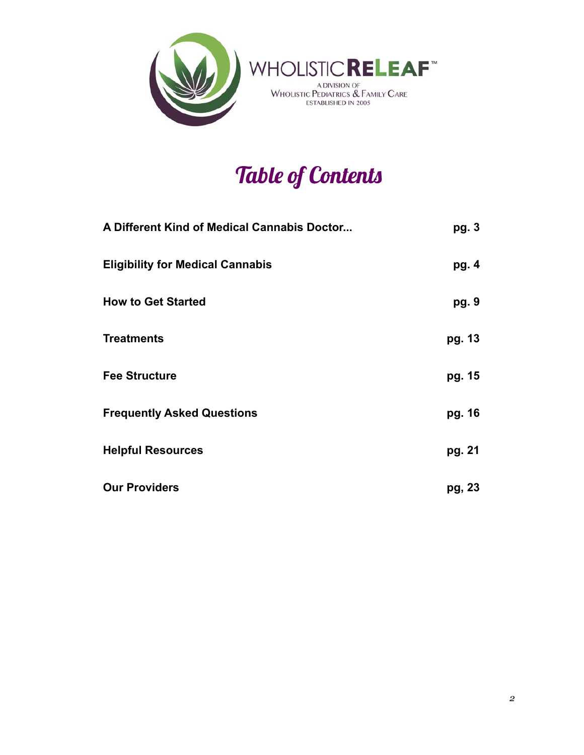WHOLISTICRELEAF™

A DIVISION OF
WHOLISTIC PEDIATRICS & FAMILY CARE
ESTABLISHED IN 2005

# Table of Contents

| | |
|---|---|
| **A Different Kind of Medical Cannabis Doctor...** | **pg. 3** |
| **Eligibility for Medical Cannabis** | **pg. 4** |
| **How to Get Started** | **pg. 9** |
| **Treatments** | **pg. 13** |
| **Fee Structure** | **pg. 15** |
| **Frequently Asked Questions** | **pg. 16** |
| **Helpful Resources** | **pg. 21** |
| **Our Providers** | **pg, 23** |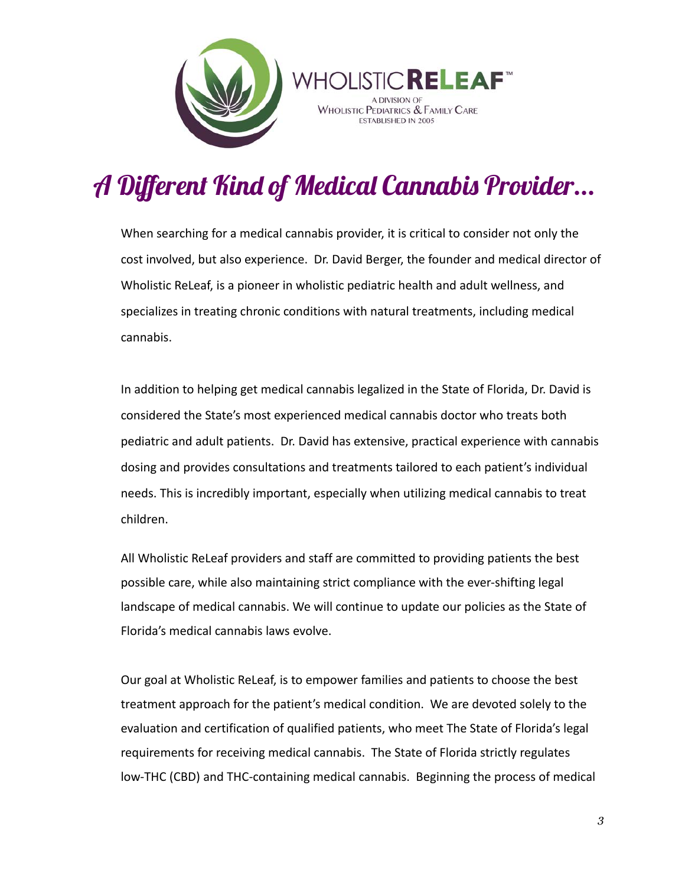WHOLISTIC**RELEAF**™

A DIVISION OF
WHOLISTIC PEDIATRICS & FAMILY CARE
ESTABLISHED IN 2005

# A Different Kind of Medical Cannabis Provider...

When searching for a medical cannabis provider, it is critical to consider not only the cost involved, but also experience. Dr. David Berger, the founder and medical director of Wholistic ReLeaf, is a pioneer in wholistic pediatric health and adult wellness, and specializes in treating chronic conditions with natural treatments, including medical cannabis.

In addition to helping get medical cannabis legalized in the State of Florida, Dr. David is considered the State's most experienced medical cannabis doctor who treats both pediatric and adult patients. Dr. David has extensive, practical experience with cannabis dosing and provides consultations and treatments tailored to each patient's individual needs. This is incredibly important, especially when utilizing medical cannabis to treat children.

All Wholistic ReLeaf providers and staff are committed to providing patients the best possible care, while also maintaining strict compliance with the ever-shifting legal landscape of medical cannabis. We will continue to update our policies as the State of Florida's medical cannabis laws evolve.

Our goal at Wholistic ReLeaf, is to empower families and patients to choose the best treatment approach for the patient's medical condition. We are devoted solely to the evaluation and certification of qualified patients, who meet The State of Florida's legal requirements for receiving medical cannabis. The State of Florida strictly regulates low-THC (CBD) and THC-containing medical cannabis. Beginning the process of medical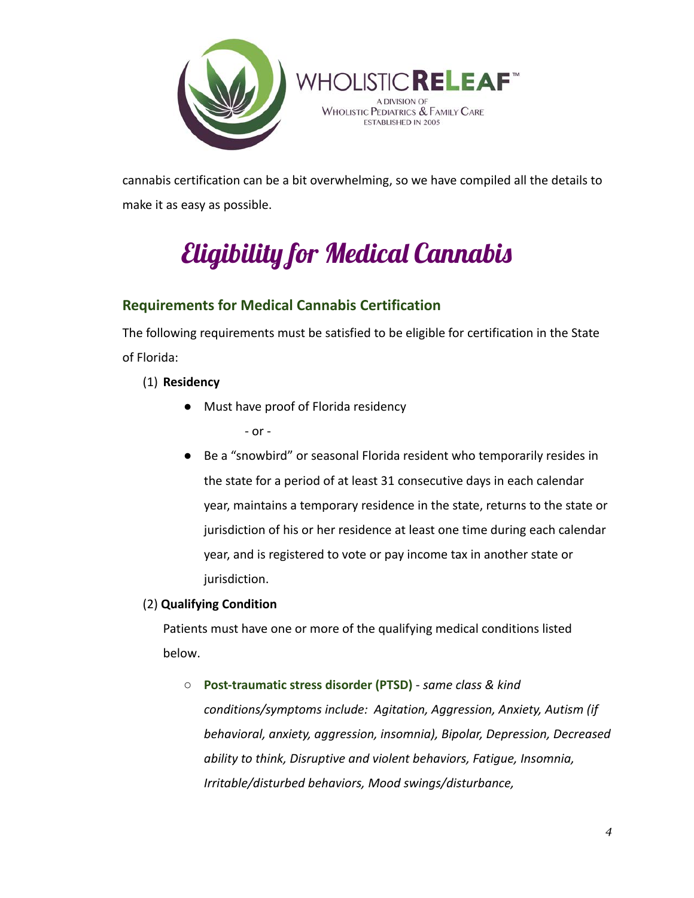cannabis certification can be a bit overwhelming, so we have compiled all the details to make it as easy as possible.

# Eligibility for Medical Cannabis

## Requirements for Medical Cannabis Certification

The following requirements must be satisfied to be eligible for certification in the State of Florida:

(1) **Residency**

- Must have proof of Florida residency

  - or -

- Be a "snowbird" or seasonal Florida resident who temporarily resides in the state for a period of at least 31 consecutive days in each calendar year, maintains a temporary residence in the state, returns to the state or jurisdiction of his or her residence at least one time during each calendar year, and is registered to vote or pay income tax in another state or jurisdiction.

(2) **Qualifying Condition**

Patients must have one or more of the qualifying medical conditions listed below.

- **Post-traumatic stress disorder (PTSD)** - *same class & kind conditions/symptoms include: Agitation, Aggression, Anxiety, Autism (if behavioral, anxiety, aggression, insomnia), Bipolar, Depression, Decreased ability to think, Disruptive and violent behaviors, Fatigue, Insomnia, Irritable/disturbed behaviors, Mood swings/disturbance,*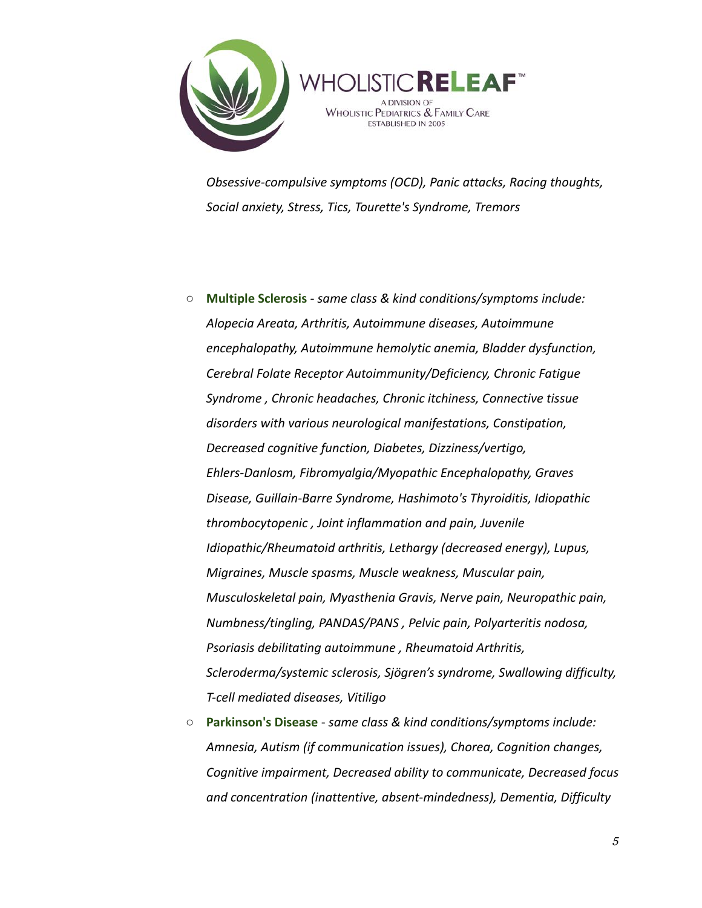*Obsessive-compulsive symptoms (OCD), Panic attacks, Racing thoughts, Social anxiety, Stress, Tics, Tourette's Syndrome, Tremors*

- **Multiple Sclerosis** - *same class & kind conditions/symptoms include: Alopecia Areata, Arthritis, Autoimmune diseases, Autoimmune encephalopathy, Autoimmune hemolytic anemia, Bladder dysfunction, Cerebral Folate Receptor Autoimmunity/Deficiency, Chronic Fatigue Syndrome , Chronic headaches, Chronic itchiness, Connective tissue disorders with various neurological manifestations, Constipation, Decreased cognitive function, Diabetes, Dizziness/vertigo, Ehlers-Danlosm, Fibromyalgia/Myopathic Encephalopathy, Graves Disease, Guillain-Barre Syndrome, Hashimoto's Thyroiditis, Idiopathic thrombocytopenic , Joint inflammation and pain, Juvenile Idiopathic/Rheumatoid arthritis, Lethargy (decreased energy), Lupus, Migraines, Muscle spasms, Muscle weakness, Muscular pain, Musculoskeletal pain, Myasthenia Gravis, Nerve pain, Neuropathic pain, Numbness/tingling, PANDAS/PANS , Pelvic pain, Polyarteritis nodosa, Psoriasis debilitating autoimmune , Rheumatoid Arthritis, Scleroderma/systemic sclerosis, Sjögren's syndrome, Swallowing difficulty, T-cell mediated diseases, Vitiligo*
- **Parkinson's Disease** - *same class & kind conditions/symptoms include: Amnesia, Autism (if communication issues), Chorea, Cognition changes, Cognitive impairment, Decreased ability to communicate, Decreased focus and concentration (inattentive, absent-mindedness), Dementia, Difficulty*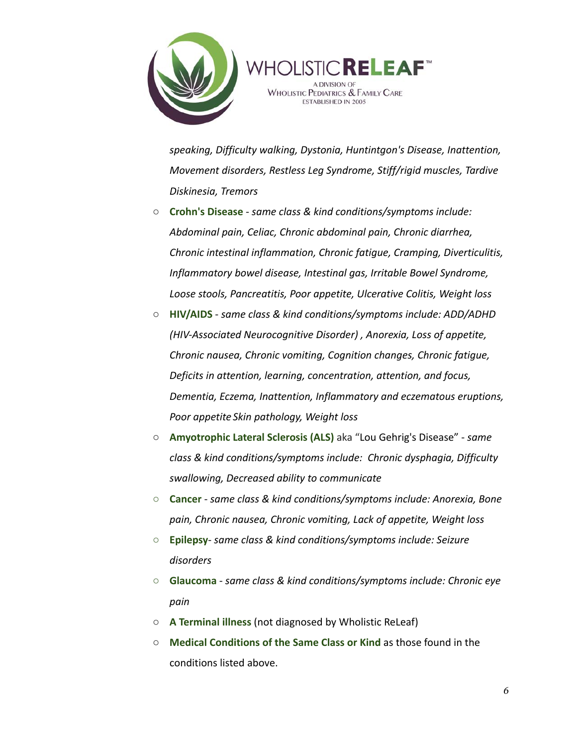*speaking, Difficulty walking, Dystonia, Huntintgon's Disease, Inattention, Movement disorders, Restless Leg Syndrome, Stiff/rigid muscles, Tardive Diskinesia, Tremors*

- **Crohn's Disease** - *same class & kind conditions/symptoms include: Abdominal pain, Celiac, Chronic abdominal pain, Chronic diarrhea, Chronic intestinal inflammation, Chronic fatigue, Cramping, Diverticulitis, Inflammatory bowel disease, Intestinal gas, Irritable Bowel Syndrome, Loose stools, Pancreatitis, Poor appetite, Ulcerative Colitis, Weight loss*
- **HIV/AIDS** - *same class & kind conditions/symptoms include: ADD/ADHD (HIV-Associated Neurocognitive Disorder) , Anorexia, Loss of appetite, Chronic nausea, Chronic vomiting, Cognition changes, Chronic fatigue, Deficits in attention, learning, concentration, attention, and focus, Dementia, Eczema, Inattention, Inflammatory and eczematous eruptions, Poor appetite Skin pathology, Weight loss*
- **Amyotrophic Lateral Sclerosis (ALS)** aka "Lou Gehrig's Disease" - *same class & kind conditions/symptoms include: Chronic dysphagia, Difficulty swallowing, Decreased ability to communicate*
- **Cancer** - *same class & kind conditions/symptoms include: Anorexia, Bone pain, Chronic nausea, Chronic vomiting, Lack of appetite, Weight loss*
- **Epilepsy**- *same class & kind conditions/symptoms include: Seizure disorders*
- **Glaucoma** - *same class & kind conditions/symptoms include: Chronic eye pain*
- **A Terminal illness** (not diagnosed by Wholistic ReLeaf)
- **Medical Conditions of the Same Class or Kind** as those found in the conditions listed above.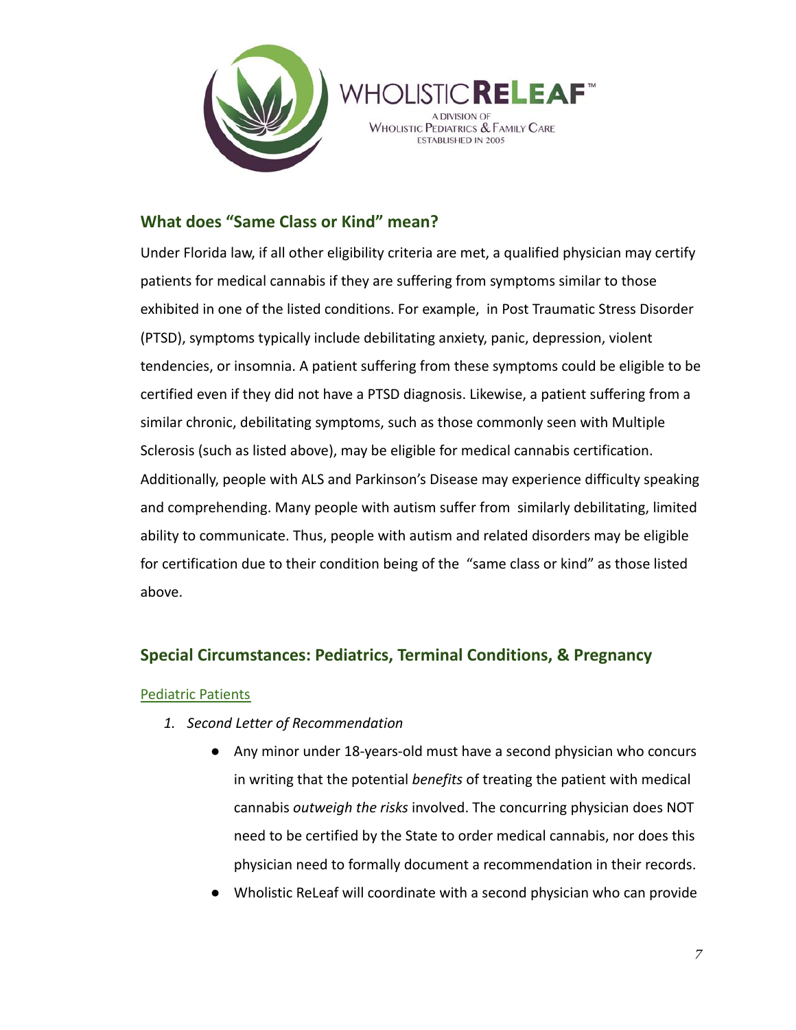## What does "Same Class or Kind" mean?

Under Florida law, if all other eligibility criteria are met, a qualified physician may certify patients for medical cannabis if they are suffering from symptoms similar to those exhibited in one of the listed conditions. For example, in Post Traumatic Stress Disorder (PTSD), symptoms typically include debilitating anxiety, panic, depression, violent tendencies, or insomnia. A patient suffering from these symptoms could be eligible to be certified even if they did not have a PTSD diagnosis. Likewise, a patient suffering from a similar chronic, debilitating symptoms, such as those commonly seen with Multiple Sclerosis (such as listed above), may be eligible for medical cannabis certification. Additionally, people with ALS and Parkinson's Disease may experience difficulty speaking and comprehending. Many people with autism suffer from similarly debilitating, limited ability to communicate. Thus, people with autism and related disorders may be eligible for certification due to their condition being of the "same class or kind" as those listed above.

## Special Circumstances: Pediatrics, Terminal Conditions, & Pregnancy

### Pediatric Patients

1. *Second Letter of Recommendation*
   - Any minor under 18-years-old must have a second physician who concurs in writing that the potential *benefits* of treating the patient with medical cannabis *outweigh the risks* involved. The concurring physician does NOT need to be certified by the State to order medical cannabis, nor does this physician need to formally document a recommendation in their records.
   - Wholistic ReLeaf will coordinate with a second physician who can provide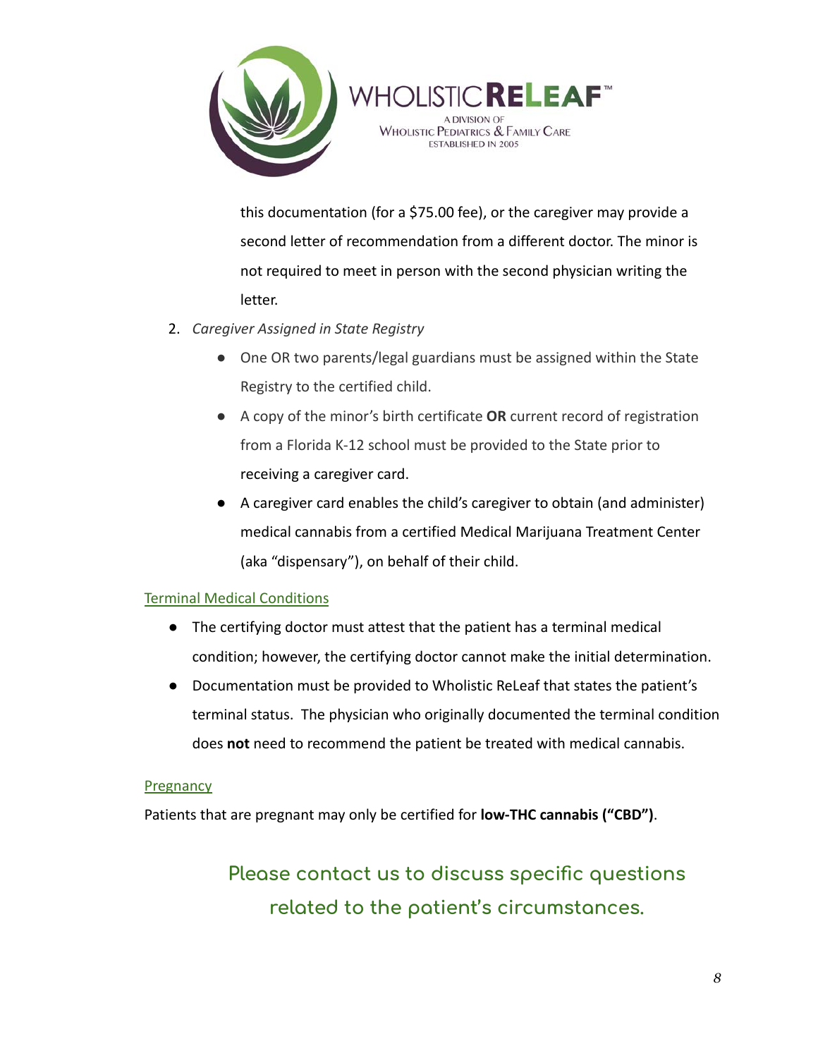this documentation (for a $75.00 fee), or the caregiver may provide a second letter of recommendation from a different doctor. The minor is not required to meet in person with the second physician writing the letter.

2. *Caregiver Assigned in State Registry*
   - One OR two parents/legal guardians must be assigned within the State Registry to the certified child.
   - A copy of the minor's birth certificate **OR** current record of registration from a Florida K-12 school must be provided to the State prior to receiving a caregiver card.
   - A caregiver card enables the child's caregiver to obtain (and administer) medical cannabis from a certified Medical Marijuana Treatment Center (aka "dispensary"), on behalf of their child.

## Terminal Medical Conditions

- The certifying doctor must attest that the patient has a terminal medical condition; however, the certifying doctor cannot make the initial determination.
- Documentation must be provided to Wholistic ReLeaf that states the patient's terminal status. The physician who originally documented the terminal condition does **not** need to recommend the patient be treated with medical cannabis.

## Pregnancy

Patients that are pregnant may only be certified for **low-THC cannabis ("CBD")**.

**Please contact us to discuss specific questions related to the patient's circumstances.**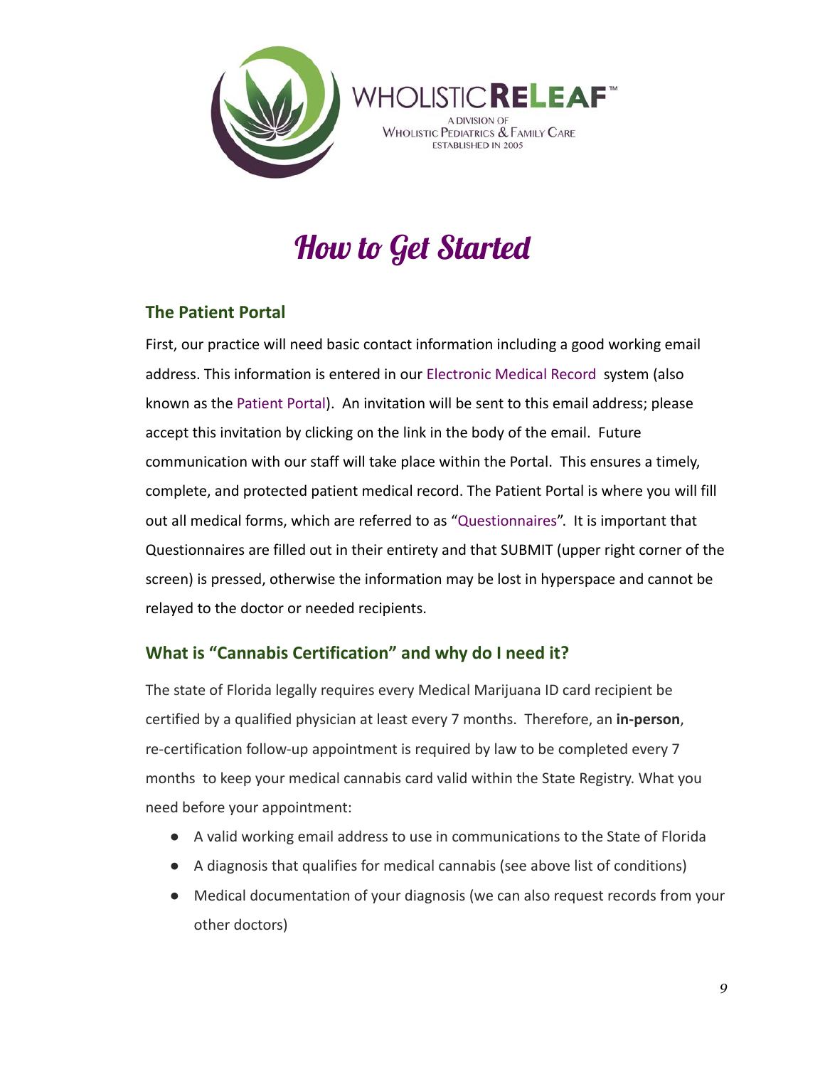# How to Get Started

## The Patient Portal

First, our practice will need basic contact information including a good working email address. This information is entered in our Electronic Medical Record system (also known as the Patient Portal). An invitation will be sent to this email address; please accept this invitation by clicking on the link in the body of the email. Future communication with our staff will take place within the Portal. This ensures a timely, complete, and protected patient medical record. The Patient Portal is where you will fill out all medical forms, which are referred to as "Questionnaires". It is important that Questionnaires are filled out in their entirety and that SUBMIT (upper right corner of the screen) is pressed, otherwise the information may be lost in hyperspace and cannot be relayed to the doctor or needed recipients.

## What is "Cannabis Certification" and why do I need it?

The state of Florida legally requires every Medical Marijuana ID card recipient be certified by a qualified physician at least every 7 months. Therefore, an **in-person**, re-certification follow-up appointment is required by law to be completed every 7 months to keep your medical cannabis card valid within the State Registry. What you need before your appointment:

- A valid working email address to use in communications to the State of Florida
- A diagnosis that qualifies for medical cannabis (see above list of conditions)
- Medical documentation of your diagnosis (we can also request records from your other doctors)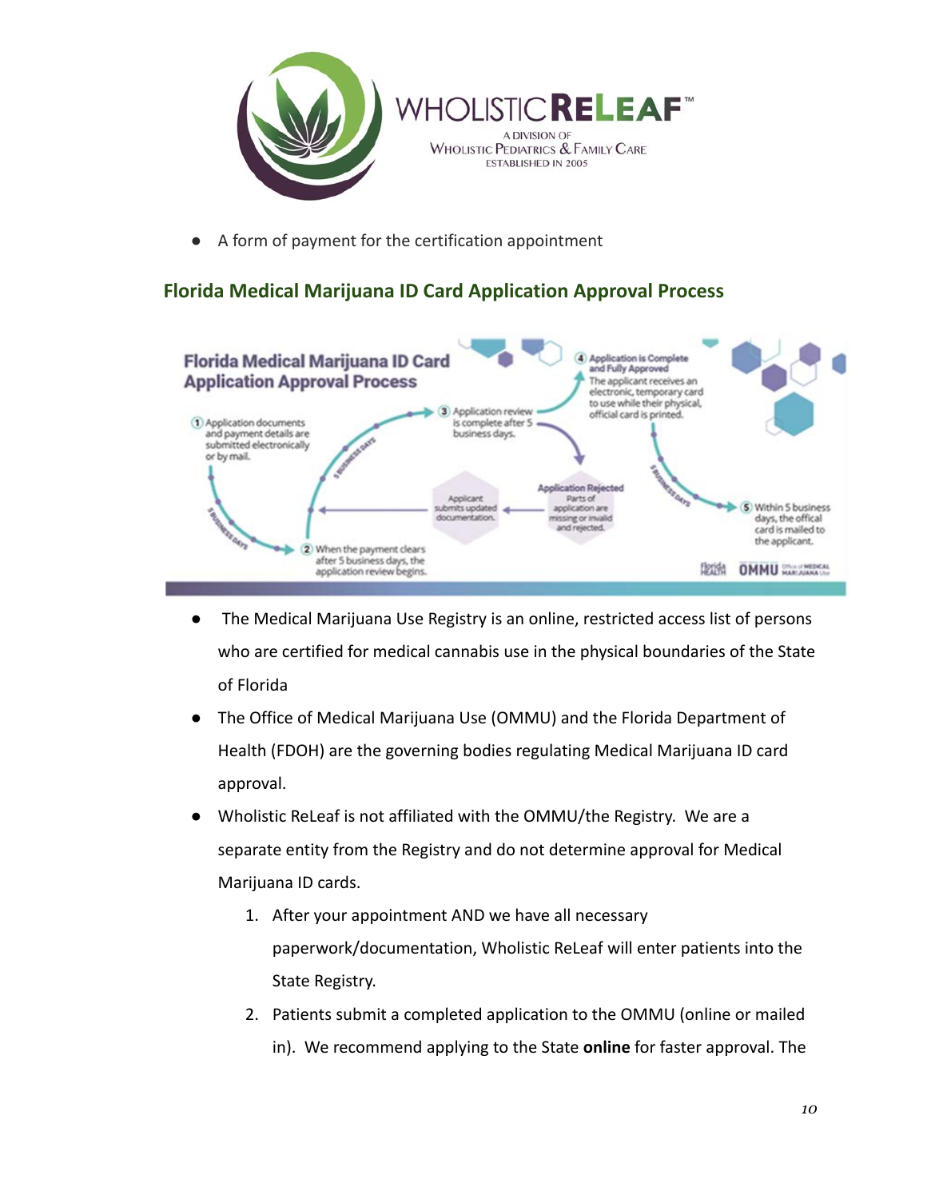- A form of payment for the certification appointment

## Florida Medical Marijuana ID Card Application Approval Process

**Florida Medical Marijuana ID Card Application Approval Process**

1. Application documents and payment details are submitted electronically or by mail.
   *(5 business days)*
2. When the payment clears after 5 business days, the application review begins.
   *(5 business days)*
3. Application review is complete after 5 business days.
   - **Application Rejected** — Parts of application are missing or invalid and rejected.
   - Applicant submits updated documentation.
4. **Application is Complete and Fully Approved** — The applicant receives an electronic, temporary card to use while their physical, official card is printed.
   *(5 business days)*
5. Within 5 business days, the offical card is mailed to the applicant.

Florida Health | OMMU Office of Medical Marijuana Use

- The Medical Marijuana Use Registry is an online, restricted access list of persons who are certified for medical cannabis use in the physical boundaries of the State of Florida
- The Office of Medical Marijuana Use (OMMU) and the Florida Department of Health (FDOH) are the governing bodies regulating Medical Marijuana ID card approval.
- Wholistic ReLeaf is not affiliated with the OMMU/the Registry. We are a separate entity from the Registry and do not determine approval for Medical Marijuana ID cards.
  1. After your appointment AND we have all necessary paperwork/documentation, Wholistic ReLeaf will enter patients into the State Registry.
  2. Patients submit a completed application to the OMMU (online or mailed in). We recommend applying to the State **online** for faster approval. The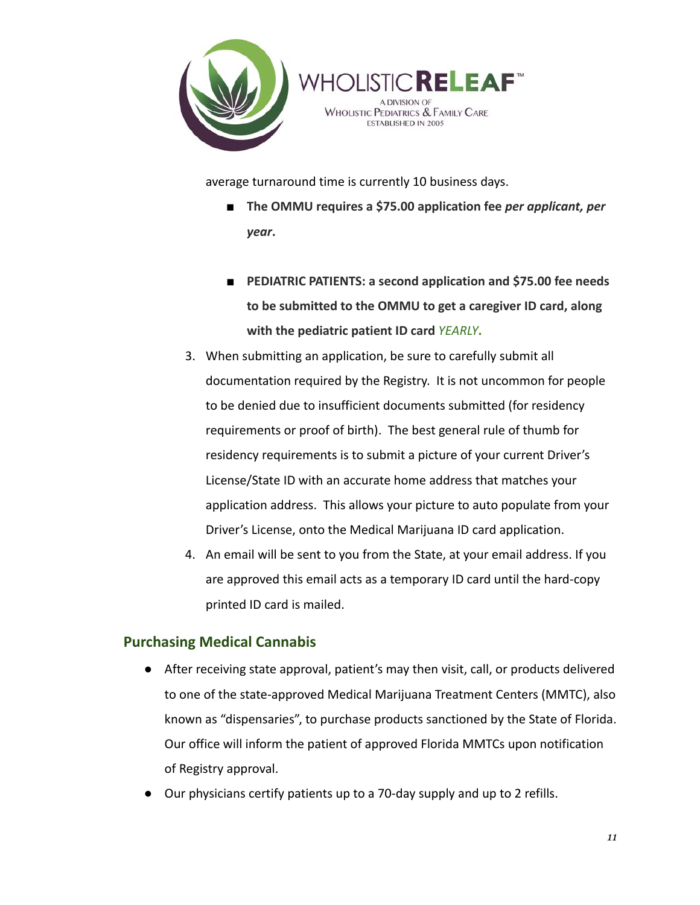average turnaround time is currently 10 business days.

- **The OMMU requires a $75.00 application fee *per applicant, per year*.**

- **PEDIATRIC PATIENTS: a second application and $75.00 fee needs to be submitted to the OMMU to get a caregiver ID card, along with the pediatric patient ID card *YEARLY*.**

3. When submitting an application, be sure to carefully submit all documentation required by the Registry. It is not uncommon for people to be denied due to insufficient documents submitted (for residency requirements or proof of birth). The best general rule of thumb for residency requirements is to submit a picture of your current Driver's License/State ID with an accurate home address that matches your application address. This allows your picture to auto populate from your Driver's License, onto the Medical Marijuana ID card application.
4. An email will be sent to you from the State, at your email address. If you are approved this email acts as a temporary ID card until the hard-copy printed ID card is mailed.

## Purchasing Medical Cannabis

- After receiving state approval, patient's may then visit, call, or products delivered to one of the state-approved Medical Marijuana Treatment Centers (MMTC), also known as "dispensaries", to purchase products sanctioned by the State of Florida. Our office will inform the patient of approved Florida MMTCs upon notification of Registry approval.
- Our physicians certify patients up to a 70-day supply and up to 2 refills.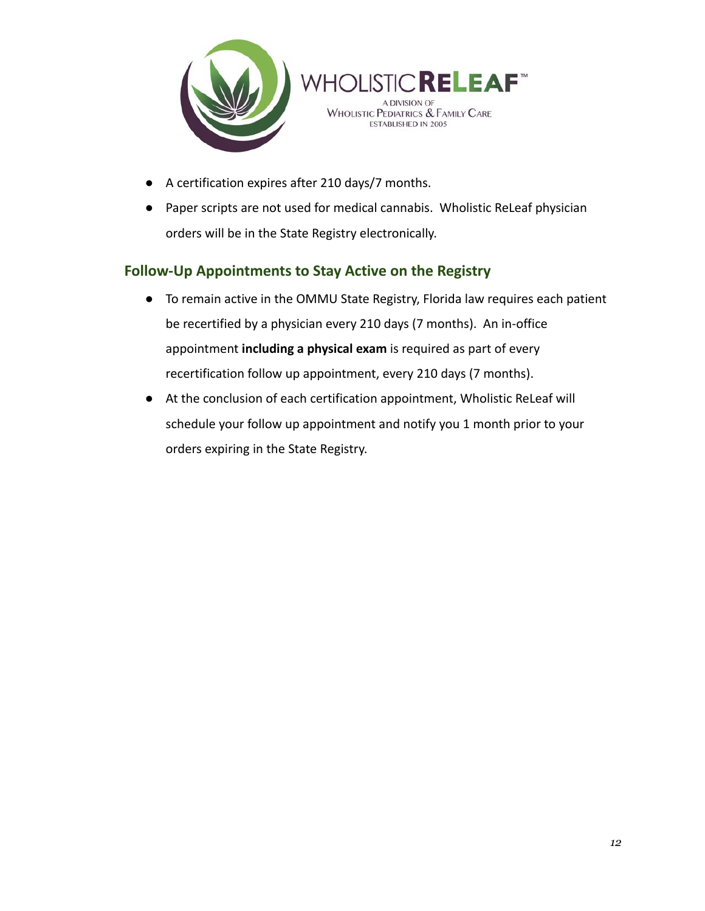- A certification expires after 210 days/7 months.
- Paper scripts are not used for medical cannabis. Wholistic ReLeaf physician orders will be in the State Registry electronically.

## Follow-Up Appointments to Stay Active on the Registry

- To remain active in the OMMU State Registry, Florida law requires each patient be recertified by a physician every 210 days (7 months). An in-office appointment **including a physical exam** is required as part of every recertification follow up appointment, every 210 days (7 months).
- At the conclusion of each certification appointment, Wholistic ReLeaf will schedule your follow up appointment and notify you 1 month prior to your orders expiring in the State Registry.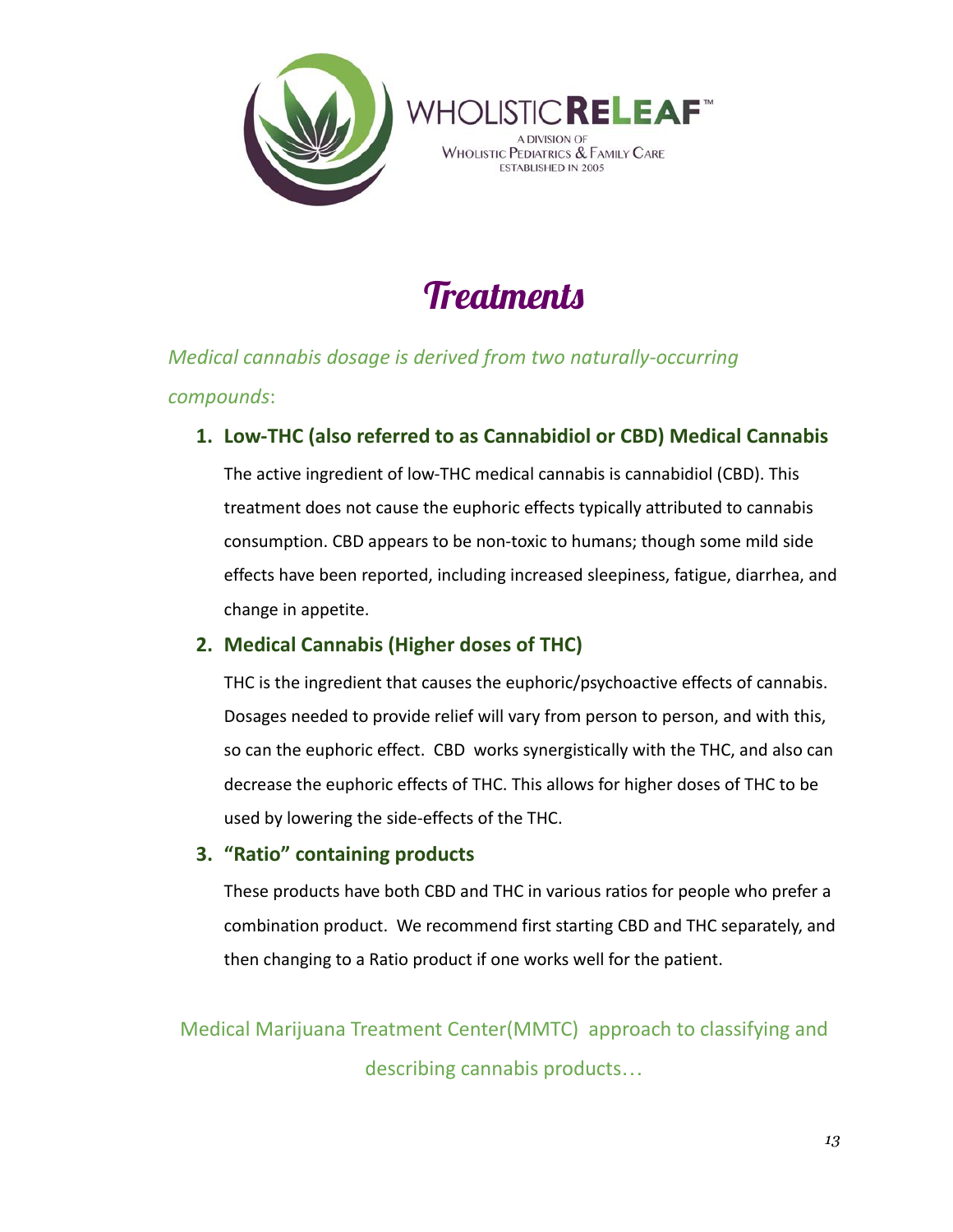WHOLISTIC RELEAF™

A DIVISION OF WHOLISTIC PEDIATRICS & FAMILY CARE

ESTABLISHED IN 2005

# Treatments

*Medical cannabis dosage is derived from two naturally-occurring compounds*:

1. **Low-THC (also referred to as Cannabidiol or CBD) Medical Cannabis**

   The active ingredient of low-THC medical cannabis is cannabidiol (CBD). This treatment does not cause the euphoric effects typically attributed to cannabis consumption. CBD appears to be non-toxic to humans; though some mild side effects have been reported, including increased sleepiness, fatigue, diarrhea, and change in appetite.

2. **Medical Cannabis (Higher doses of THC)**

   THC is the ingredient that causes the euphoric/psychoactive effects of cannabis. Dosages needed to provide relief will vary from person to person, and with this, so can the euphoric effect. CBD works synergistically with the THC, and also can decrease the euphoric effects of THC. This allows for higher doses of THC to be used by lowering the side-effects of the THC.

3. **"Ratio" containing products**

   These products have both CBD and THC in various ratios for people who prefer a combination product. We recommend first starting CBD and THC separately, and then changing to a Ratio product if one works well for the patient.

Medical Marijuana Treatment Center(MMTC) approach to classifying and describing cannabis products…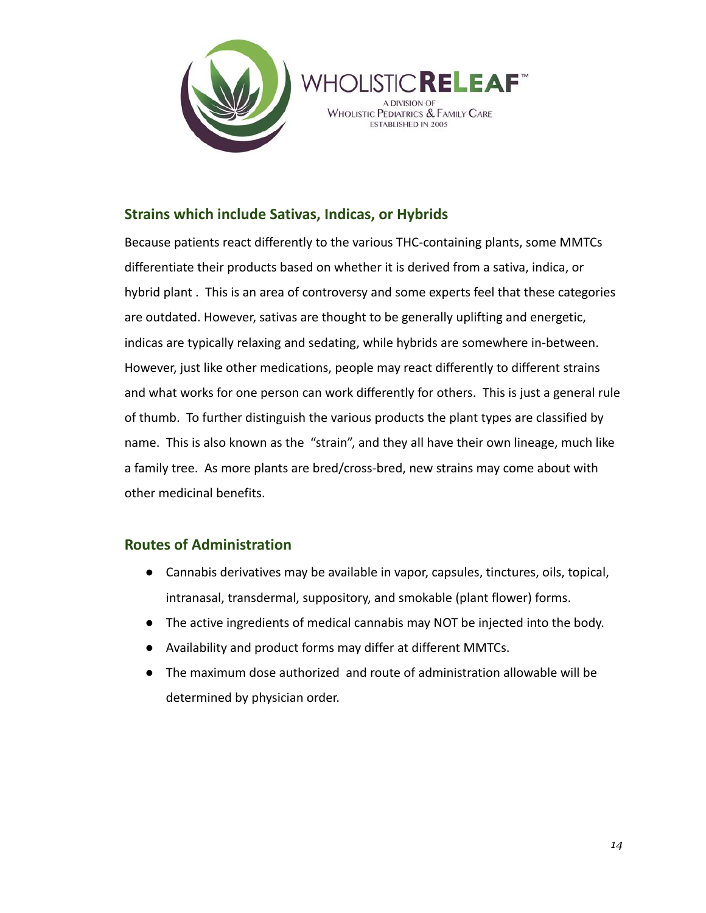## Strains which include Sativas, Indicas, or Hybrids

Because patients react differently to the various THC-containing plants, some MMTCs differentiate their products based on whether it is derived from a sativa, indica, or hybrid plant . This is an area of controversy and some experts feel that these categories are outdated. However, sativas are thought to be generally uplifting and energetic, indicas are typically relaxing and sedating, while hybrids are somewhere in-between. However, just like other medications, people may react differently to different strains and what works for one person can work differently for others. This is just a general rule of thumb. To further distinguish the various products the plant types are classified by name. This is also known as the "strain", and they all have their own lineage, much like a family tree. As more plants are bred/cross-bred, new strains may come about with other medicinal benefits.

## Routes of Administration

- Cannabis derivatives may be available in vapor, capsules, tinctures, oils, topical, intranasal, transdermal, suppository, and smokable (plant flower) forms.
- The active ingredients of medical cannabis may NOT be injected into the body.
- Availability and product forms may differ at different MMTCs.
- The maximum dose authorized and route of administration allowable will be determined by physician order.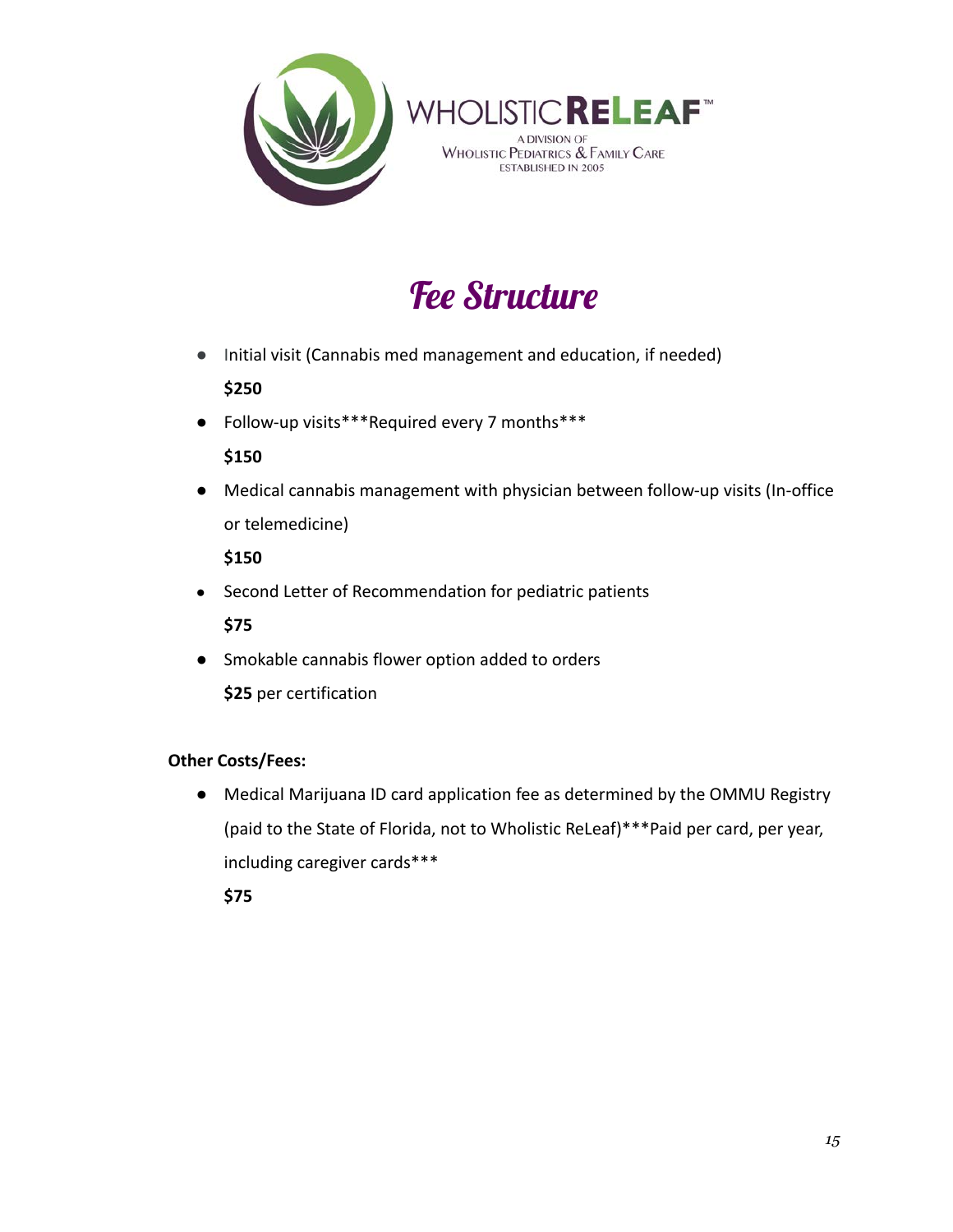WHOLISTIC RELEAF™

A DIVISION OF
WHOLISTIC PEDIATRICS & FAMILY CARE
ESTABLISHED IN 2005

# *Fee Structure*

- Initial visit (Cannabis med management and education, if needed)

  **$250**

- Follow-up visits***Required every 7 months***

  **$150**

- Medical cannabis management with physician between follow-up visits (In-office or telemedicine)

  **$150**

- Second Letter of Recommendation for pediatric patients

  **$75**

- Smokable cannabis flower option added to orders

  **$25** per certification

**Other Costs/Fees:**

- Medical Marijuana ID card application fee as determined by the OMMU Registry (paid to the State of Florida, not to Wholistic ReLeaf)***Paid per card, per year, including caregiver cards***

  **$75**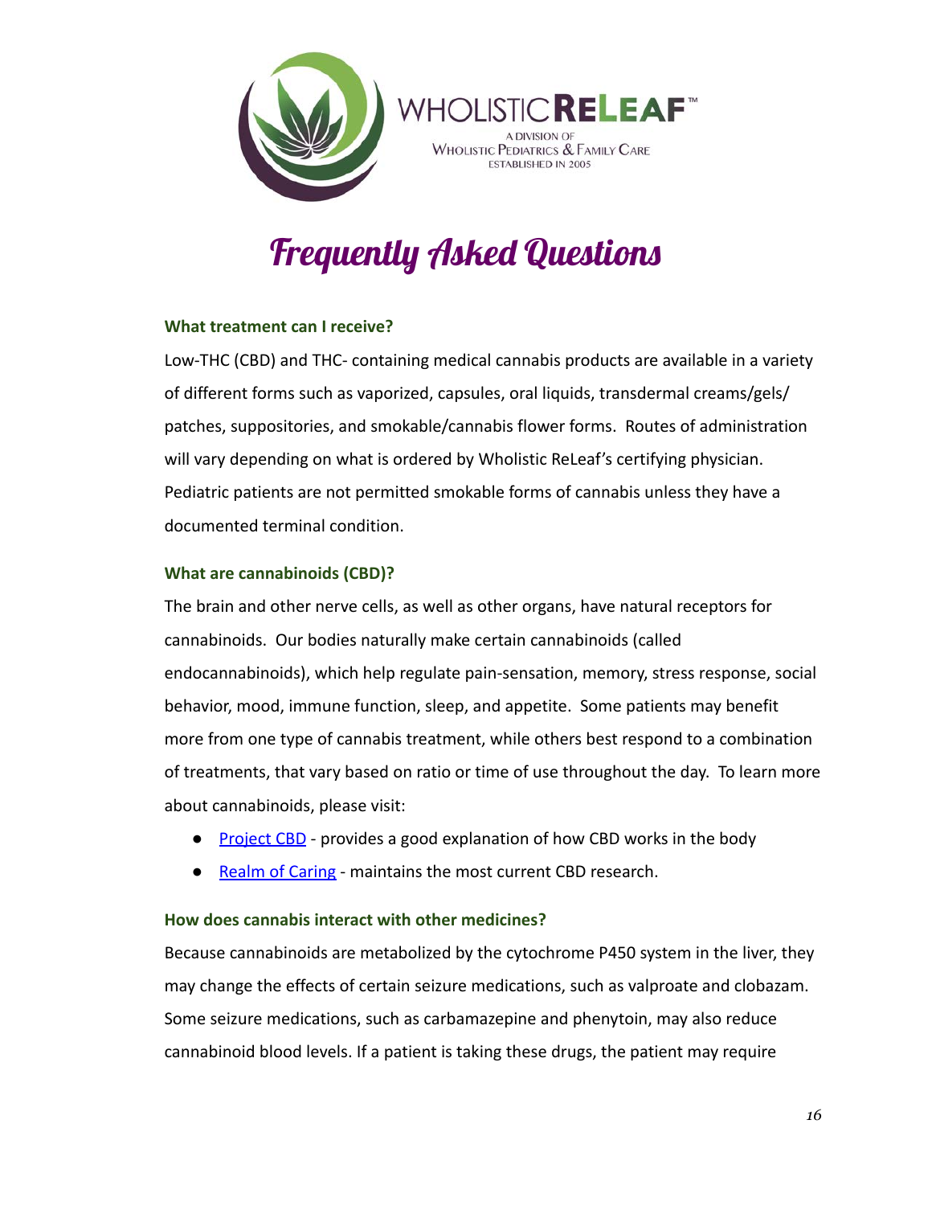WHOLISTIC**RELEAF**™

A DIVISION OF
WHOLISTIC PEDIATRICS & FAMILY CARE
ESTABLISHED IN 2005

# Frequently Asked Questions

### What treatment can I receive?

Low-THC (CBD) and THC- containing medical cannabis products are available in a variety of different forms such as vaporized, capsules, oral liquids, transdermal creams/gels/ patches, suppositories, and smokable/cannabis flower forms. Routes of administration will vary depending on what is ordered by Wholistic ReLeaf's certifying physician. Pediatric patients are not permitted smokable forms of cannabis unless they have a documented terminal condition.

### What are cannabinoids (CBD)?

The brain and other nerve cells, as well as other organs, have natural receptors for cannabinoids. Our bodies naturally make certain cannabinoids (called endocannabinoids), which help regulate pain-sensation, memory, stress response, social behavior, mood, immune function, sleep, and appetite. Some patients may benefit more from one type of cannabis treatment, while others best respond to a combination of treatments, that vary based on ratio or time of use throughout the day. To learn more about cannabinoids, please visit:

- Project CBD - provides a good explanation of how CBD works in the body
- Realm of Caring - maintains the most current CBD research.

### How does cannabis interact with other medicines?

Because cannabinoids are metabolized by the cytochrome P450 system in the liver, they may change the effects of certain seizure medications, such as valproate and clobazam. Some seizure medications, such as carbamazepine and phenytoin, may also reduce cannabinoid blood levels. If a patient is taking these drugs, the patient may require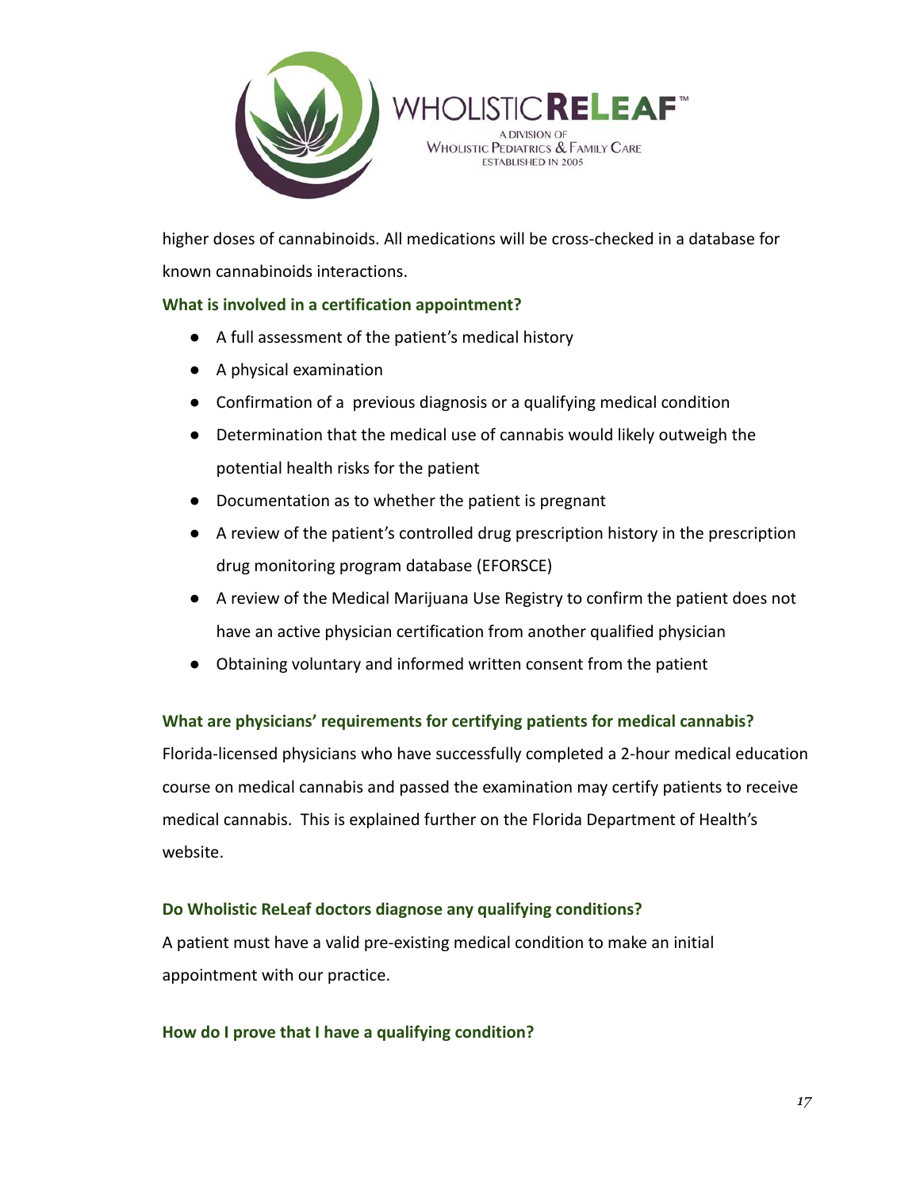higher doses of cannabinoids. All medications will be cross-checked in a database for known cannabinoids interactions.

### What is involved in a certification appointment?

- A full assessment of the patient's medical history
- A physical examination
- Confirmation of a previous diagnosis or a qualifying medical condition
- Determination that the medical use of cannabis would likely outweigh the potential health risks for the patient
- Documentation as to whether the patient is pregnant
- A review of the patient's controlled drug prescription history in the prescription drug monitoring program database (EFORSCE)
- A review of the Medical Marijuana Use Registry to confirm the patient does not have an active physician certification from another qualified physician
- Obtaining voluntary and informed written consent from the patient

### What are physicians' requirements for certifying patients for medical cannabis?

Florida-licensed physicians who have successfully completed a 2-hour medical education course on medical cannabis and passed the examination may certify patients to receive medical cannabis. This is explained further on the Florida Department of Health's website.

### Do Wholistic ReLeaf doctors diagnose any qualifying conditions?

A patient must have a valid pre-existing medical condition to make an initial appointment with our practice.

### How do I prove that I have a qualifying condition?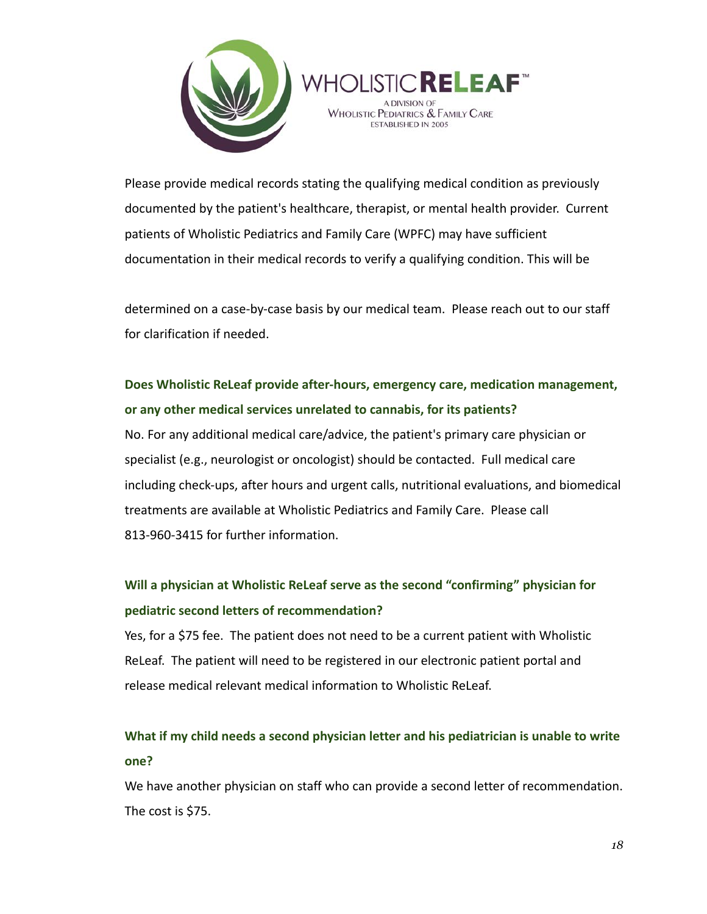Please provide medical records stating the qualifying medical condition as previously documented by the patient's healthcare, therapist, or mental health provider. Current patients of Wholistic Pediatrics and Family Care (WPFC) may have sufficient documentation in their medical records to verify a qualifying condition. This will be

determined on a case-by-case basis by our medical team. Please reach out to our staff for clarification if needed.

**Does Wholistic ReLeaf provide after-hours, emergency care, medication management, or any other medical services unrelated to cannabis, for its patients?**

No. For any additional medical care/advice, the patient's primary care physician or specialist (e.g., neurologist or oncologist) should be contacted. Full medical care including check-ups, after hours and urgent calls, nutritional evaluations, and biomedical treatments are available at Wholistic Pediatrics and Family Care. Please call 813-960-3415 for further information.

**Will a physician at Wholistic ReLeaf serve as the second "confirming" physician for pediatric second letters of recommendation?**

Yes, for a $75 fee. The patient does not need to be a current patient with Wholistic ReLeaf. The patient will need to be registered in our electronic patient portal and release medical relevant medical information to Wholistic ReLeaf.

**What if my child needs a second physician letter and his pediatrician is unable to write one?**

We have another physician on staff who can provide a second letter of recommendation. The cost is $75.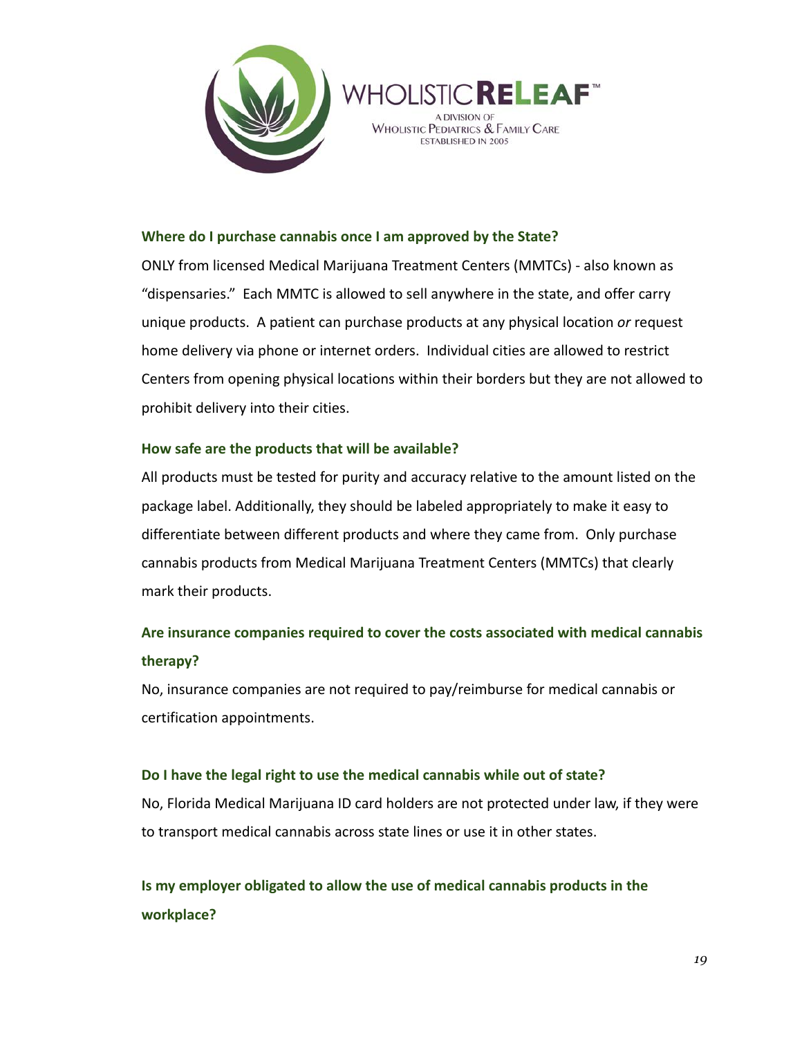### Where do I purchase cannabis once I am approved by the State?

ONLY from licensed Medical Marijuana Treatment Centers (MMTCs) - also known as "dispensaries." Each MMTC is allowed to sell anywhere in the state, and offer carry unique products. A patient can purchase products at any physical location *or* request home delivery via phone or internet orders. Individual cities are allowed to restrict Centers from opening physical locations within their borders but they are not allowed to prohibit delivery into their cities.

### How safe are the products that will be available?

All products must be tested for purity and accuracy relative to the amount listed on the package label. Additionally, they should be labeled appropriately to make it easy to differentiate between different products and where they came from. Only purchase cannabis products from Medical Marijuana Treatment Centers (MMTCs) that clearly mark their products.

### Are insurance companies required to cover the costs associated with medical cannabis therapy?

No, insurance companies are not required to pay/reimburse for medical cannabis or certification appointments.

### Do I have the legal right to use the medical cannabis while out of state?

No, Florida Medical Marijuana ID card holders are not protected under law, if they were to transport medical cannabis across state lines or use it in other states.

### Is my employer obligated to allow the use of medical cannabis products in the workplace?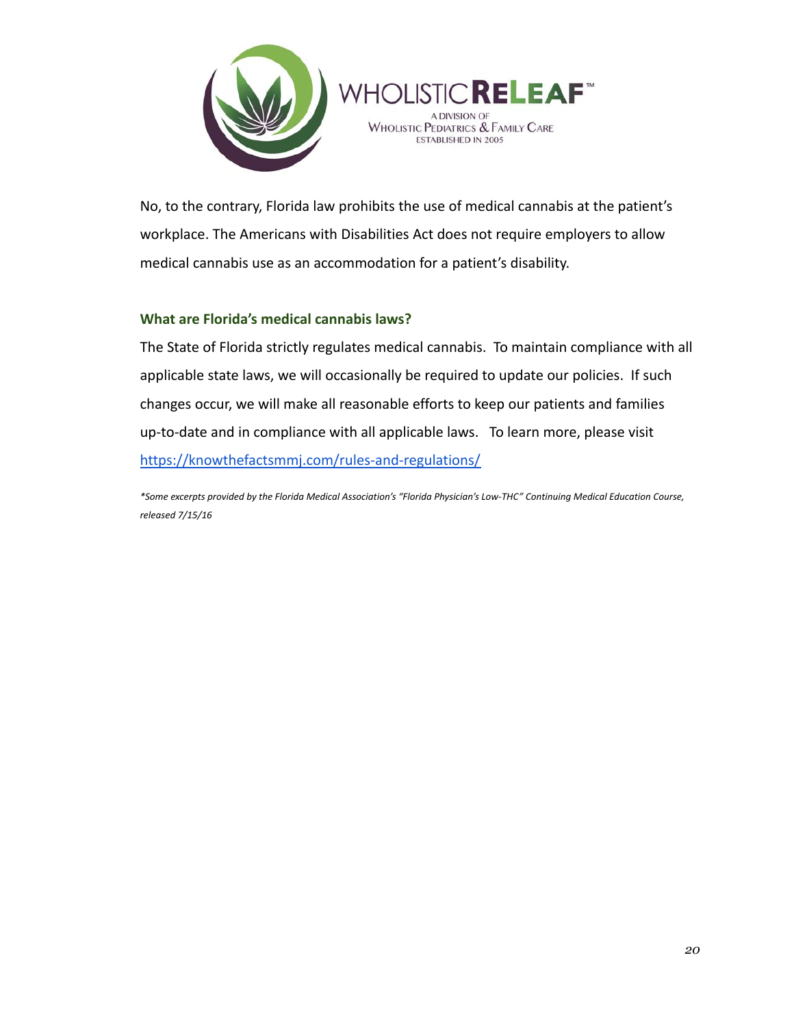No, to the contrary, Florida law prohibits the use of medical cannabis at the patient's workplace. The Americans with Disabilities Act does not require employers to allow medical cannabis use as an accommodation for a patient's disability.

### What are Florida's medical cannabis laws?

The State of Florida strictly regulates medical cannabis. To maintain compliance with all applicable state laws, we will occasionally be required to update our policies. If such changes occur, we will make all reasonable efforts to keep our patients and families up-to-date and in compliance with all applicable laws. To learn more, please visit [https://knowthefactsmmj.com/rules-and-regulations/](https://knowthefactsmmj.com/rules-and-regulations/)

*\*Some excerpts provided by the Florida Medical Association's "Florida Physician's Low-THC" Continuing Medical Education Course, released 7/15/16*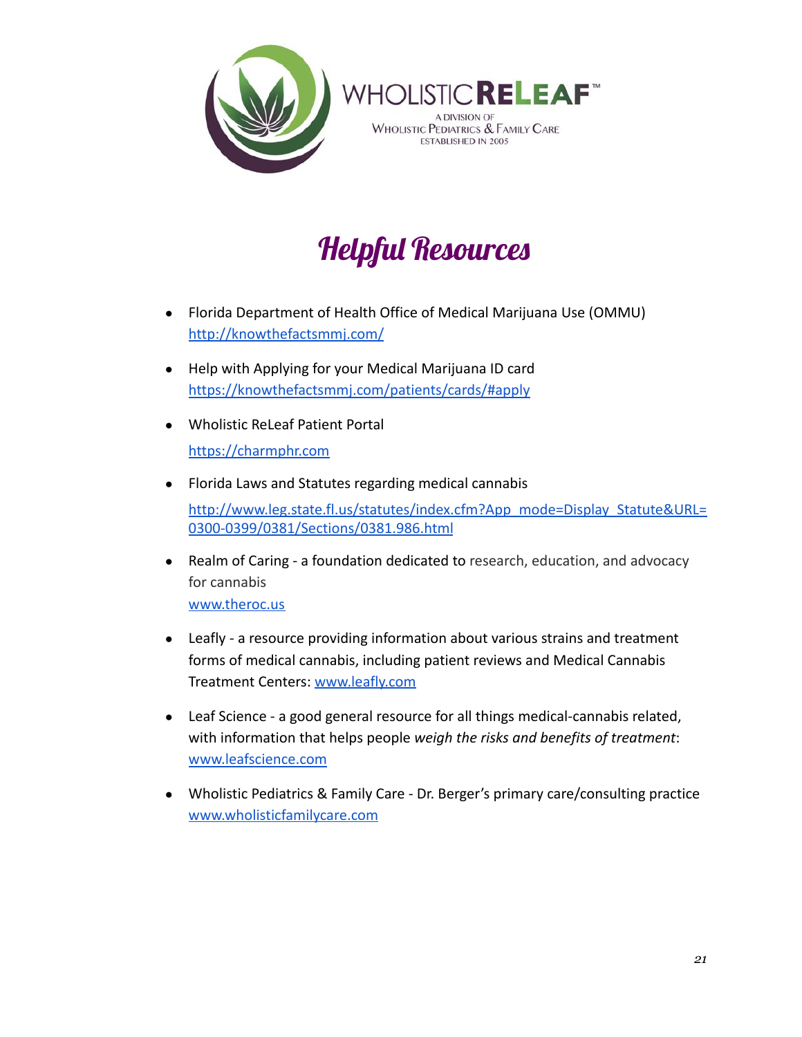# Helpful Resources

- Florida Department of Health Office of Medical Marijuana Use (OMMU)
  http://knowthefactsmmj.com/

- Help with Applying for your Medical Marijuana ID card
  https://knowthefactsmmj.com/patients/cards/#apply

- Wholistic ReLeaf Patient Portal
  https://charmphr.com

- Florida Laws and Statutes regarding medical cannabis
  http://www.leg.state.fl.us/statutes/index.cfm?App_mode=Display_Statute&URL=0300-0399/0381/Sections/0381.986.html

- Realm of Caring - a foundation dedicated to research, education, and advocacy for cannabis
  www.theroc.us

- Leafly - a resource providing information about various strains and treatment forms of medical cannabis, including patient reviews and Medical Cannabis Treatment Centers: www.leafly.com

- Leaf Science - a good general resource for all things medical-cannabis related, with information that helps people *weigh the risks and benefits of treatment*: www.leafscience.com

- Wholistic Pediatrics & Family Care - Dr. Berger's primary care/consulting practice
  www.wholisticfamilycare.com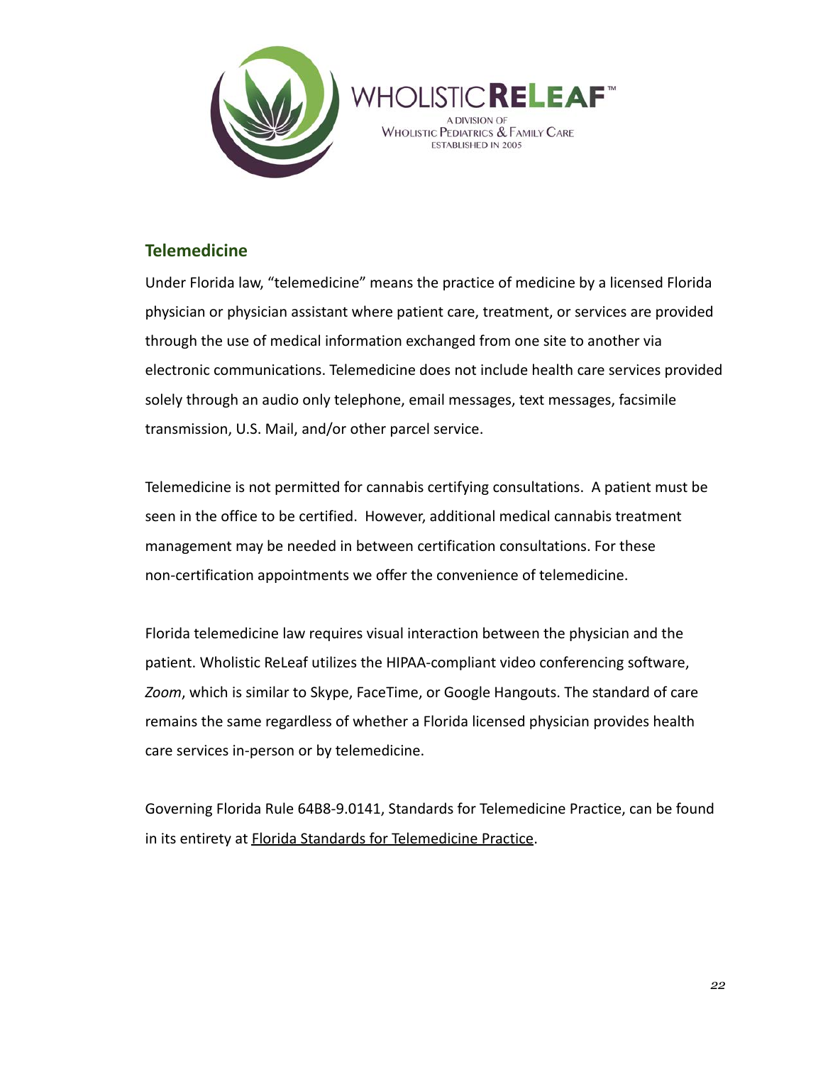## Telemedicine

Under Florida law, "telemedicine" means the practice of medicine by a licensed Florida physician or physician assistant where patient care, treatment, or services are provided through the use of medical information exchanged from one site to another via electronic communications. Telemedicine does not include health care services provided solely through an audio only telephone, email messages, text messages, facsimile transmission, U.S. Mail, and/or other parcel service.

Telemedicine is not permitted for cannabis certifying consultations. A patient must be seen in the office to be certified. However, additional medical cannabis treatment management may be needed in between certification consultations. For these non-certification appointments we offer the convenience of telemedicine.

Florida telemedicine law requires visual interaction between the physician and the patient. Wholistic ReLeaf utilizes the HIPAA-compliant video conferencing software, *Zoom*, which is similar to Skype, FaceTime, or Google Hangouts. The standard of care remains the same regardless of whether a Florida licensed physician provides health care services in-person or by telemedicine.

Governing Florida Rule 64B8-9.0141, Standards for Telemedicine Practice, can be found in its entirety at Florida Standards for Telemedicine Practice.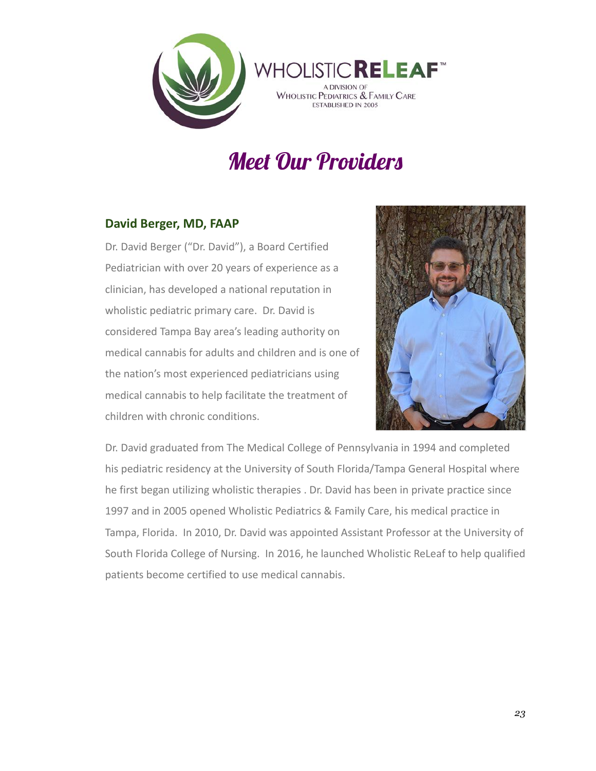WHOLISTIC**RELEAF**™

A DIVISION OF
WHOLISTIC PEDIATRICS & FAMILY CARE
ESTABLISHED IN 2005

# Meet Our Providers

### David Berger, MD, FAAP

Dr. David Berger ("Dr. David"), a Board Certified Pediatrician with over 20 years of experience as a clinician, has developed a national reputation in wholistic pediatric primary care. Dr. David is considered Tampa Bay area's leading authority on medical cannabis for adults and children and is one of the nation's most experienced pediatricians using medical cannabis to help facilitate the treatment of children with chronic conditions.

Dr. David graduated from The Medical College of Pennsylvania in 1994 and completed his pediatric residency at the University of South Florida/Tampa General Hospital where he first began utilizing wholistic therapies . Dr. David has been in private practice since 1997 and in 2005 opened Wholistic Pediatrics & Family Care, his medical practice in Tampa, Florida. In 2010, Dr. David was appointed Assistant Professor at the University of South Florida College of Nursing. In 2016, he launched Wholistic ReLeaf to help qualified patients become certified to use medical cannabis.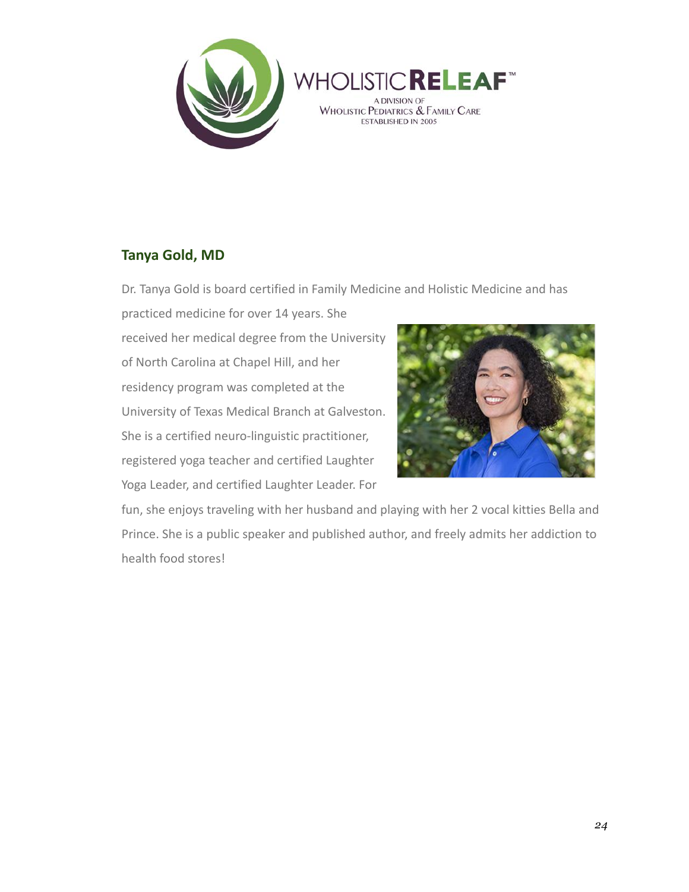WHOLISTIC**RELEAF**™

A DIVISION OF
WHOLISTIC PEDIATRICS & FAMILY CARE
ESTABLISHED IN 2005

## Tanya Gold, MD

Dr. Tanya Gold is board certified in Family Medicine and Holistic Medicine and has practiced medicine for over 14 years. She received her medical degree from the University of North Carolina at Chapel Hill, and her residency program was completed at the University of Texas Medical Branch at Galveston. She is a certified neuro-linguistic practitioner, registered yoga teacher and certified Laughter Yoga Leader, and certified Laughter Leader. For fun, she enjoys traveling with her husband and playing with her 2 vocal kitties Bella and Prince. She is a public speaker and published author, and freely admits her addiction to health food stores!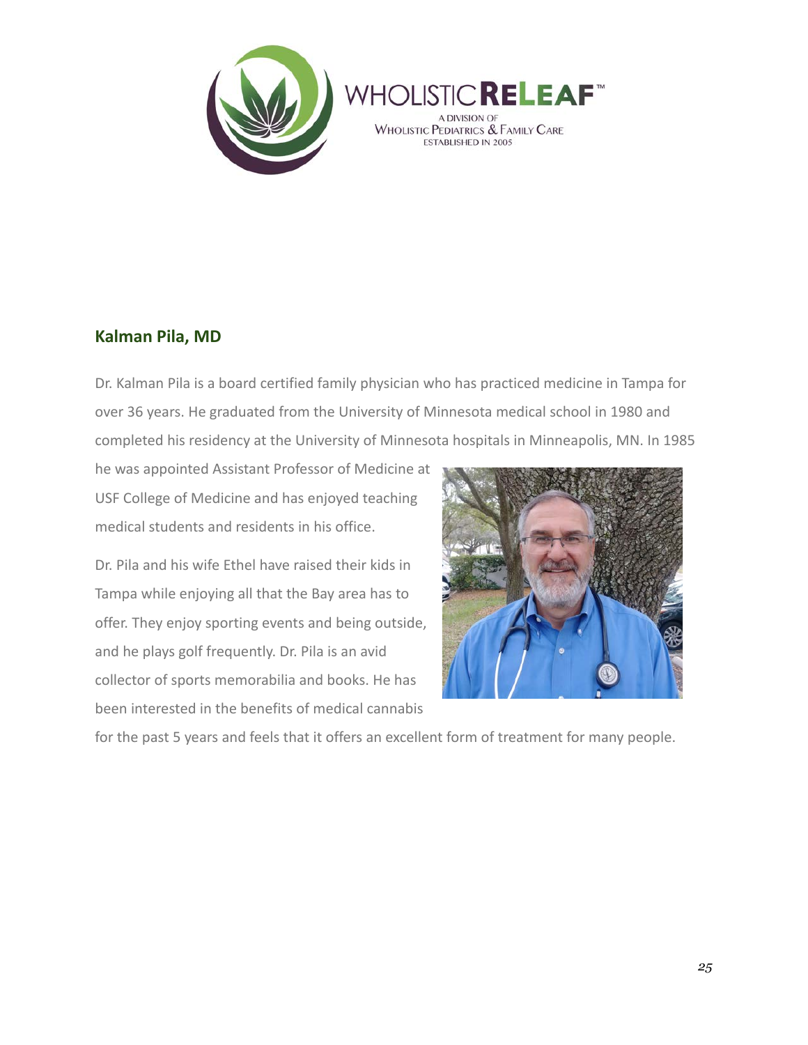WHOLISTICRELEAF™

A DIVISION OF
WHOLISTIC PEDIATRICS & FAMILY CARE
ESTABLISHED IN 2005

## Kalman Pila, MD

Dr. Kalman Pila is a board certified family physician who has practiced medicine in Tampa for over 36 years. He graduated from the University of Minnesota medical school in 1980 and completed his residency at the University of Minnesota hospitals in Minneapolis, MN. In 1985 he was appointed Assistant Professor of Medicine at USF College of Medicine and has enjoyed teaching medical students and residents in his office.

Dr. Pila and his wife Ethel have raised their kids in Tampa while enjoying all that the Bay area has to offer. They enjoy sporting events and being outside, and he plays golf frequently. Dr. Pila is an avid collector of sports memorabilia and books. He has been interested in the benefits of medical cannabis for the past 5 years and feels that it offers an excellent form of treatment for many people.